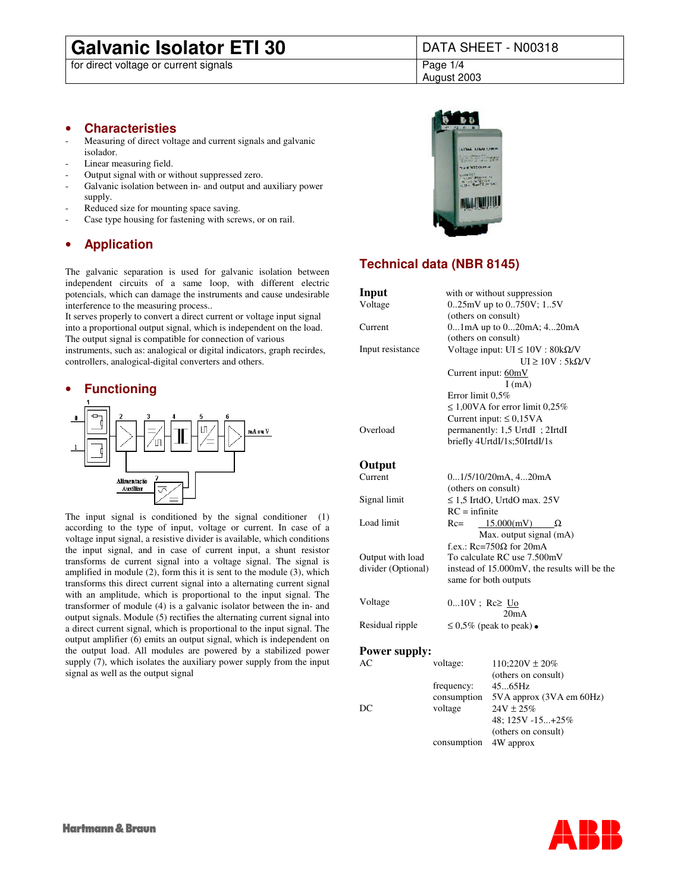# Galvanic Isolator ETI 30

for direct voltage or current signals

DATA SHEET - N00318

August 2003

## Characteristies

- Measuring of direct voltage and current signals and galvanic isolador.
- Linear measuring field.
- Output signal with or without suppressed zero.
- Galvanic isolation between in- and output and auxiliary power supply.
- Reduced size for mounting space saving.
- Case type housing for fastening with screws, or on rail.

## Application

The galvanic separation is used for galvanic isolation between independent circuits of a same loop, with different electric potencials, which can damage the instruments and cause undesirable interference to the measuring process..
It serves properly to convert a direct current or voltage input signal into a proportional output signal, which is independent on the load. The output signal is compatible for connection of various instruments, such as: analogical or digital indicators, graph recirdes, controllers, analogical-digital converters and others.

## Functioning

The input signal is conditioned by the signal conditioner (1) according to the type of input, voltage or current. In case of a voltage input signal, a resistive divider is available, which conditions the input signal, and in case of current input, a shunt resistor transforms de current signal into a voltage signal. The signal is amplified in module (2), form this it is sent to the module (3), which transforms this direct current signal into a alternating current signal with an amplitude, which is proportional to the input signal. The transformer of module (4) is a galvanic isolator between the in- and output signals. Module (5) rectifies the alternating current signal into a direct current signal, which is proportional to the input signal. The output amplifier (6) emits an output signal, which is independent on the output load. All modules are powered by a stabilized power supply (7), which isolates the auxiliary power supply from the input signal as well as the output signal

## Technical data (NBR 8145)

### Input

with or without suppression

| | |
|---|---|
| Voltage | 0..25mV up to 0..750V; 1..5V (others on consult) |
| Current | 0...1mA up to 0...20mA; 4...20mA (others on consult) |
| Input resistance | Voltage input: UI ≤ 10V : 80kΩ/V<br>UI ≥ 10V : 5kΩ/V<br>Current input: $\frac{60mV}{I\,(mA)}$<br>Error limit 0,5%<br>≤ 1,00VA for error limit 0,25%<br>Current input: ≤ 0,15VA |
| Overload | permanently: 1,5 UrtdI ; 2IrtdI<br>briefly 4UrtdI/1s;50IrtdI/1s |

### Output

| | |
|---|---|
| Current | 0...1/5/10/20mA, 4...20mA (others on consult) |
| Signal limit | ≤ 1,5 IrtdO, UrtdO max. 25V<br>RC = infinite |
| Load limit | $Rc = \frac{15.000(mV)}{\text{Max. output signal (mA)}}\ \Omega$<br>f.ex.: Rc=750Ω for 20mA |
| Output with load divider (Optional) | To calculate RC use 7.500mV instead of 15.000mV, the results will be the same for both outputs |
| Voltage | 0...10V ; $Rc \geq \frac{Uo}{20mA}$ |
| Residual ripple | ≤ 0,5% (peak to peak) • |

### Power supply:

| | | |
|---|---|---|
| AC | voltage: | 110;220V ± 20% (others on consult) |
| | frequency: | 45...65Hz |
| | consumption | 5VA approx (3VA em 60Hz) |
| DC | voltage | 24V ± 25%<br>48; 125V -15...+25%<br>(others on consult) |
| | consumption | 4W approx |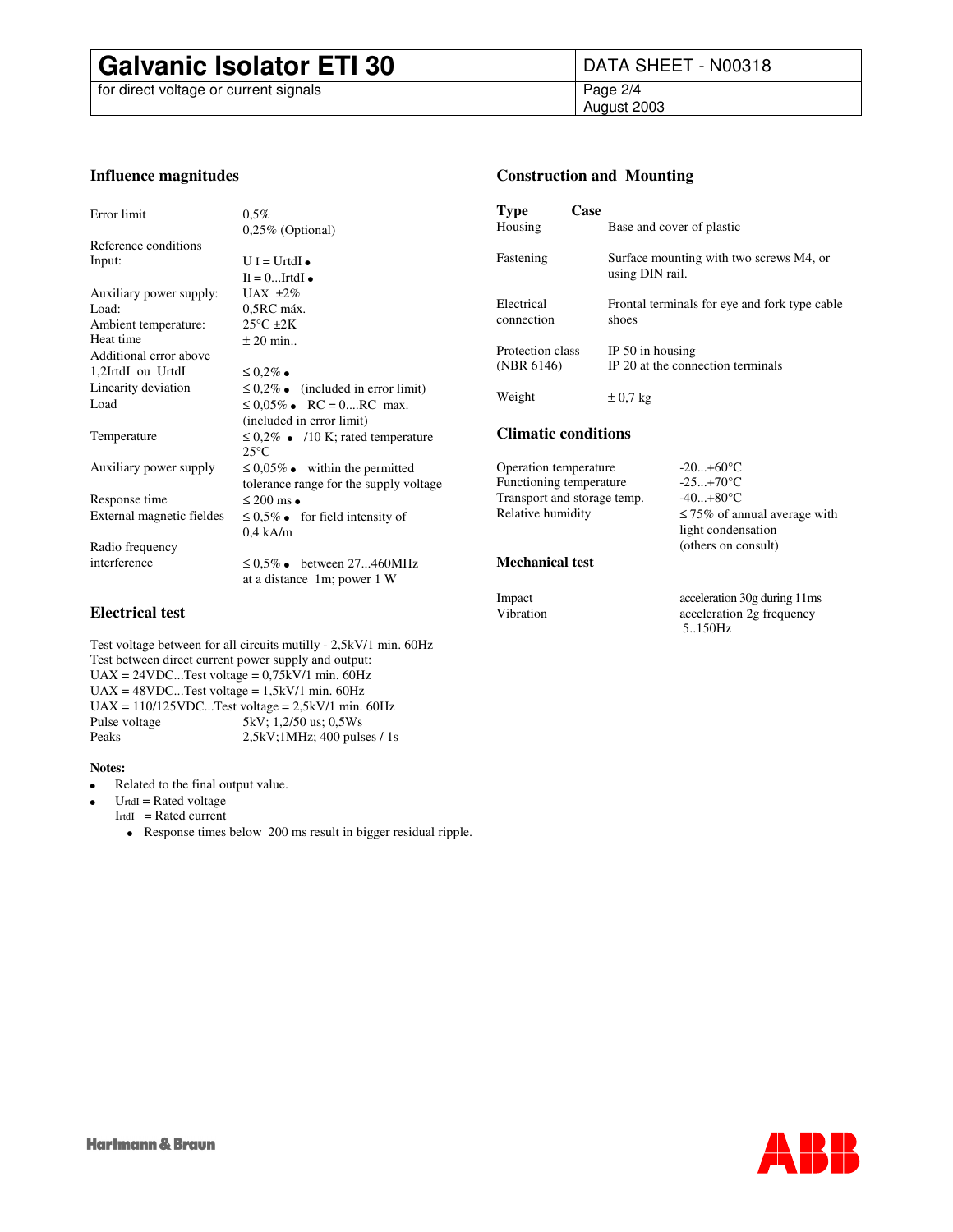## Influence magnitudes

| | |
|---|---|
| Error limit | 0,5%<br>0,25% (Optional) |
| Reference conditions | |
| Input: | U I = UrtdI •<br>II = 0...IrtdI • |
| Auxiliary power supply: | UAX ±2% |
| Load: | 0,5RC máx. |
| Ambient temperature: | 25°C ±2K |
| Heat time | ± 20 min.. |
| Additional error above 1,2IrtdI ou UrtdI | ≤ 0,2% • |
| Linearity deviation | ≤ 0,2% • (included in error limit) |
| Load | ≤ 0,05% • RC = 0....RC max. (included in error limit) |
| Temperature | ≤ 0,2% • /10 K; rated temperature 25°C |
| Auxiliary power supply | ≤ 0,05% • within the permitted tolerance range for the supply voltage |
| Response time | ≤ 200 ms • |
| External magnetic fieldes | ≤ 0,5% • for field intensity of 0,4 kA/m |
| Radio frequency interference | ≤ 0,5% • between 27...460MHz at a distance 1m; power 1 W |

## Electrical test

Test voltage between for all circuits mutilly - 2,5kV/1 min. 60Hz
Test between direct current power supply and output:
UAX = 24VDC...Test voltage = 0,75kV/1 min. 60Hz
UAX = 48VDC...Test voltage = 1,5kV/1 min. 60Hz
UAX = 110/125VDC...Test voltage = 2,5kV/1 min. 60Hz

| | |
|---|---|
| Pulse voltage | 5kV; 1,2/50 us; 0,5Ws |
| Peaks | 2,5kV;1MHz; 400 pulses / 1s |

**Notes:**

- Related to the final output value.
- UrtdI = Rated voltage
  IrtdI = Rated current
  - Response times below 200 ms result in bigger residual ripple.

## Construction and Mounting

| Type | Case |
|---|---|
| Housing | Base and cover of plastic |
| Fastening | Surface mounting with two screws M4, or using DIN rail. |
| Electrical connection | Frontal terminals for eye and fork type cable shoes |
| Protection class (NBR 6146) | IP 50 in housing<br>IP 20 at the connection terminals |
| Weight | ± 0,7 kg |

## Climatic conditions

| | |
|---|---|
| Operation temperature | -20...+60°C |
| Functioning temperature | -25...+70°C |
| Transport and storage temp. | -40...+80°C |
| Relative humidity | ≤ 75% of annual average with light condensation (others on consult) |

## Mechanical test

| | |
|---|---|
| Impact | acceleration 30g during 11ms |
| Vibration | acceleration 2g frequency 5..150Hz |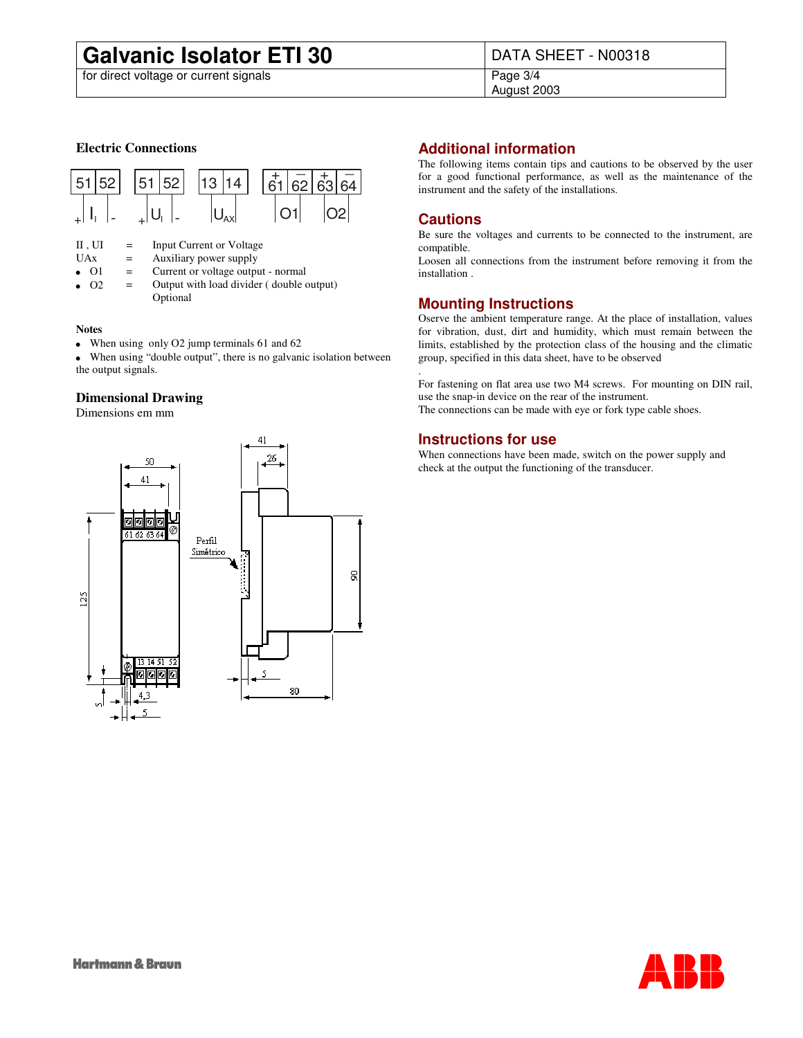## Electric Connections

| 51 | 52 | | 51 | 52 | | 13 | 14 | | 61 (+) | 62 (−) | 63 (+) | 64 (−) |
|---|---|---|---|---|---|---|---|---|---|---|---|---|
| + | $I_I$ - | | + | $U_I$ - | | $U_{AX}$ | | | O1 | | O2 | |

II , UI = Input Current or Voltage
UAx = Auxiliary power supply
- O1 = Current or voltage output - normal
- O2 = Output with load divider ( double output) Optional

**Notes**

- When using only O2 jump terminals 61 and 62
- When using "double output", there is no galvanic isolation between the output signals.

### Dimensional Drawing

Dimensions em mm

Perfil Simétrico

## Additional information

The following items contain tips and cautions to be observed by the user for a good functional performance, as well as the maintenance of the instrument and the safety of the installations.

## Cautions

Be sure the voltages and currents to be connected to the instrument, are compatible.
Loosen all connections from the instrument before removing it from the installation .

## Mounting Instructions

Oserve the ambient temperature range. At the place of installation, values for vibration, dust, dirt and humidity, which must remain between the limits, established by the protection class of the housing and the climatic group, specified in this data sheet, have to be observed

For fastening on flat area use two M4 screws. For mounting on DIN rail, use the snap-in device on the rear of the instrument.
The connections can be made with eye or fork type cable shoes.

## Instructions for use

When connections have been made, switch on the power supply and check at the output the functioning of the transducer.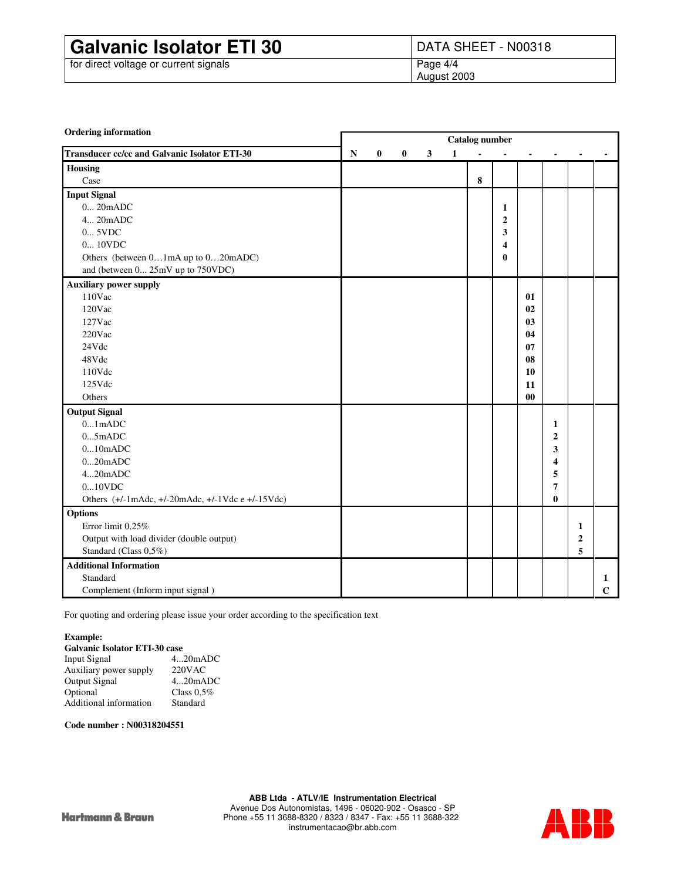# Galvanic Isolator ETI 30

for direct voltage or current signals

DATA SHEET - N00318

August 2003

**Ordering information**

| | Catalog number | | | | | | | | | | |
|---|---|---|---|---|---|---|---|---|---|---|---|
| **Transducer cc/cc and Galvanic Isolator ETI-30** | **N** | **0** | **0** | **3** | **1** | **-** | **-** | **-** | **-** | **-** | **-** |
| **Housing** | | | | | | | | | | | |
| Case | | | | | | **8** | | | | | |
| **Input Signal** | | | | | | | | | | | |
| 0... 20mADC | | | | | | | **1** | | | | |
| 4... 20mADC | | | | | | | **2** | | | | |
| 0... 5VDC | | | | | | | **3** | | | | |
| 0... 10VDC | | | | | | | **4** | | | | |
| Others (between 0…1mA up to 0…20mADC) | | | | | | | **0** | | | | |
| and (between 0... 25mV up to 750VDC) | | | | | | | | | | | |
| **Auxiliary power supply** | | | | | | | | | | | |
| 110Vac | | | | | | | | **01** | | | |
| 120Vac | | | | | | | | **02** | | | |
| 127Vac | | | | | | | | **03** | | | |
| 220Vac | | | | | | | | **04** | | | |
| 24Vdc | | | | | | | | **07** | | | |
| 48Vdc | | | | | | | | **08** | | | |
| 110Vdc | | | | | | | | **10** | | | |
| 125Vdc | | | | | | | | **11** | | | |
| Others | | | | | | | | **00** | | | |
| **Output Signal** | | | | | | | | | | | |
| 0...1mADC | | | | | | | | | **1** | | |
| 0...5mADC | | | | | | | | | **2** | | |
| 0...10mADC | | | | | | | | | **3** | | |
| 0...20mADC | | | | | | | | | **4** | | |
| 4...20mADC | | | | | | | | | **5** | | |
| 0...10VDC | | | | | | | | | **7** | | |
| Others (+/-1mAdc, +/-20mAdc, +/-1Vdc e +/-15Vdc) | | | | | | | | | **0** | | |
| **Options** | | | | | | | | | | | |
| Error limit 0,25% | | | | | | | | | | **1** | |
| Output with load divider (double output) | | | | | | | | | | **2** | |
| Standard (Class 0,5%) | | | | | | | | | | **5** | |
| **Additional Information** | | | | | | | | | | | |
| Standard | | | | | | | | | | | **1** |
| Complement (Inform input signal ) | | | | | | | | | | | **C** |

For quoting and ordering please issue your order according to the specification text

**Example:**

**Galvanic Isolator ETI-30 case**

| | |
|---|---|
| Input Signal | 4...20mADC |
| Auxiliary power supply | 220VAC |
| Output Signal | 4...20mADC |
| Optional | Class 0,5% |
| Additional information | Standard |

**Code number : N00318204551**

Hartmann & Braun

**ABB Ltda - ATLV/IE Instrumentation Electrical**
Avenue Dos Autonomistas, 1496 - 06020-902 - Osasco - SP
Phone +55 11 3688-8320 / 8323 / 8347 - Fax: +55 11 3688-322
instrumentacao@br.abb.com

ABB